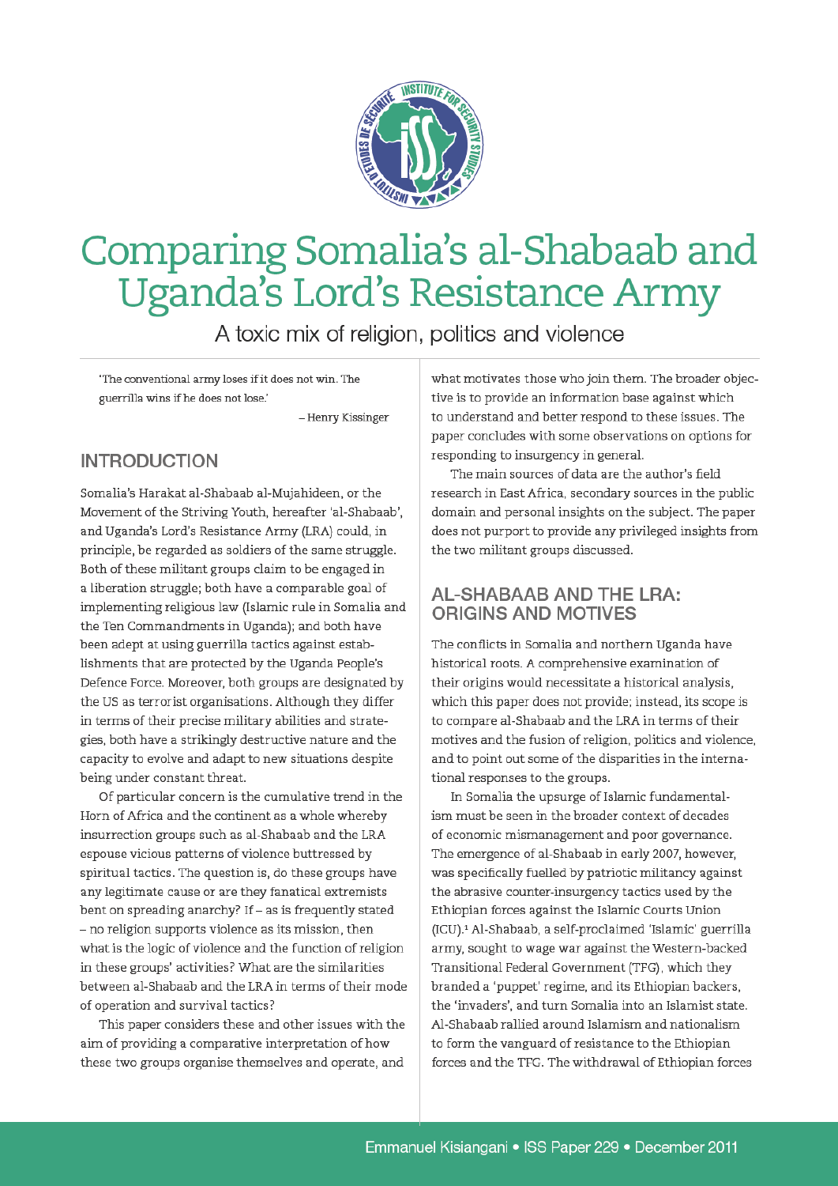# Comparing Somalia's al-Shabaab and Uganda's Lord's Resistance Army

A toxic mix of religion, politics and violence

'The conventional army loses if it does not win. The guerrilla wins if he does not lose.'

– Henry Kissinger

## INTRODUCTION

Somalia's Harakat al-Shabaab al-Mujahideen, or the Movement of the Striving Youth, hereafter 'al-Shabaab', and Uganda's Lord's Resistance Army (LRA) could, in principle, be regarded as soldiers of the same struggle. Both of these militant groups claim to be engaged in a liberation struggle; both have a comparable goal of implementing religious law (Islamic rule in Somalia and the Ten Commandments in Uganda); and both have been adept at using guerrilla tactics against establishments that are protected by the Uganda People's Defence Force. Moreover, both groups are designated by the US as terrorist organisations. Although they differ in terms of their precise military abilities and strategies, both have a strikingly destructive nature and the capacity to evolve and adapt to new situations despite being under constant threat.

Of particular concern is the cumulative trend in the Horn of Africa and the continent as a whole whereby insurrection groups such as al-Shabaab and the LRA espouse vicious patterns of violence buttressed by spiritual tactics. The question is, do these groups have any legitimate cause or are they fanatical extremists bent on spreading anarchy? If – as is frequently stated – no religion supports violence as its mission, then what is the logic of violence and the function of religion in these groups' activities? What are the similarities between al-Shabaab and the LRA in terms of their mode of operation and survival tactics?

This paper considers these and other issues with the aim of providing a comparative interpretation of how these two groups organise themselves and operate, and what motivates those who join them. The broader objective is to provide an information base against which to understand and better respond to these issues. The paper concludes with some observations on options for responding to insurgency in general.

The main sources of data are the author's field research in East Africa, secondary sources in the public domain and personal insights on the subject. The paper does not purport to provide any privileged insights from the two militant groups discussed.

## AL-SHABAAB AND THE LRA: ORIGINS AND MOTIVES

The conflicts in Somalia and northern Uganda have historical roots. A comprehensive examination of their origins would necessitate a historical analysis, which this paper does not provide; instead, its scope is to compare al-Shabaab and the LRA in terms of their motives and the fusion of religion, politics and violence, and to point out some of the disparities in the international responses to the groups.

In Somalia the upsurge of Islamic fundamentalism must be seen in the broader context of decades of economic mismanagement and poor governance. The emergence of al-Shabaab in early 2007, however, was specifically fuelled by patriotic militancy against the abrasive counter-insurgency tactics used by the Ethiopian forces against the Islamic Courts Union (ICU).[1] Al-Shabaab, a self-proclaimed 'Islamic' guerrilla army, sought to wage war against the Western-backed Transitional Federal Government (TFG), which they branded a 'puppet' regime, and its Ethiopian backers, the 'invaders', and turn Somalia into an Islamist state. Al-Shabaab rallied around Islamism and nationalism to form the vanguard of resistance to the Ethiopian forces and the TFG. The withdrawal of Ethiopian forces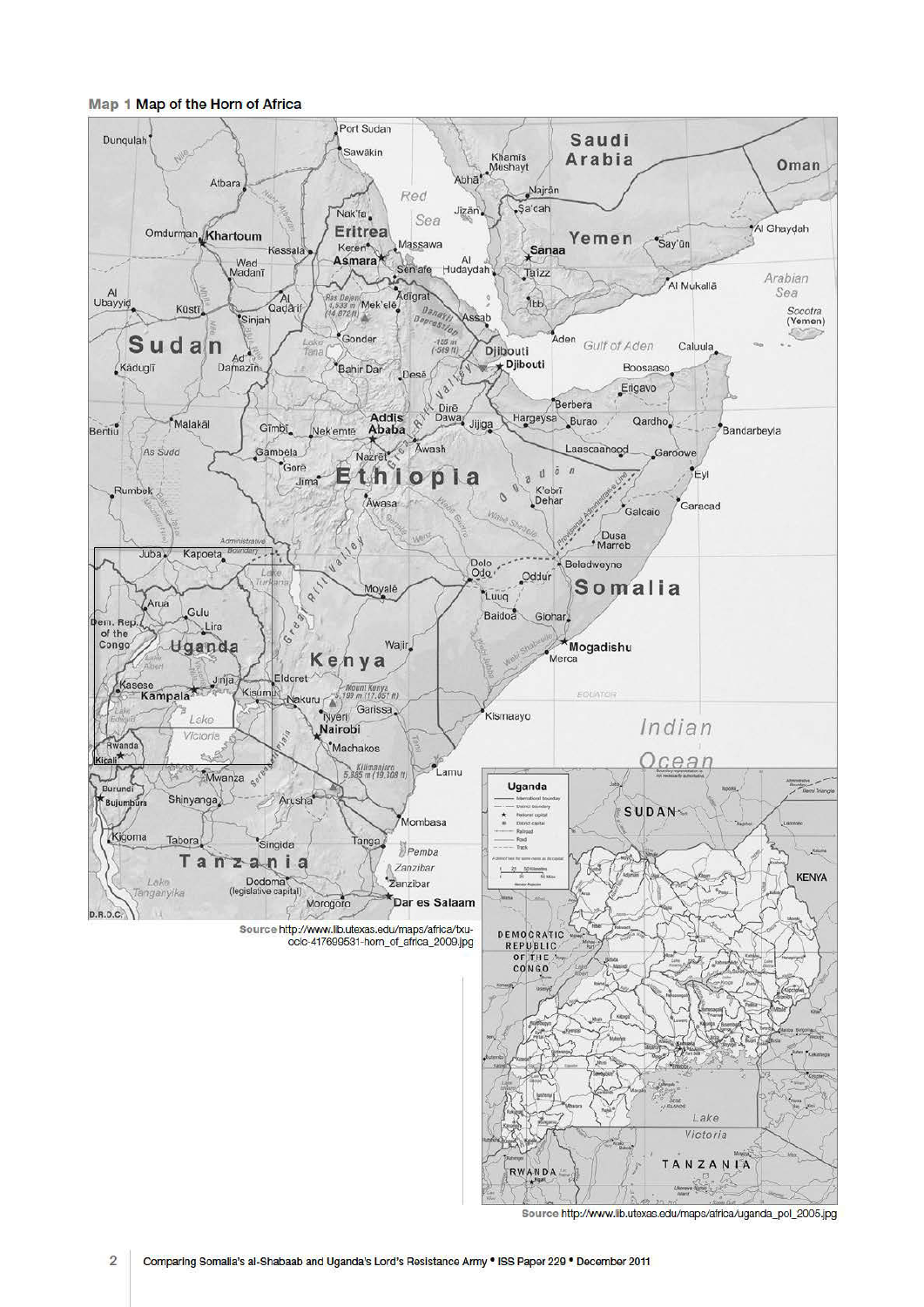**Map 1** Map of the Horn of Africa

Source http://www.lib.utexas.edu/maps/africa/txu-oclc-417699531-horn_of_africa_2009.jpg

Source http://www.lib.utexas.edu/maps/africa/uganda_pol_2005.jpg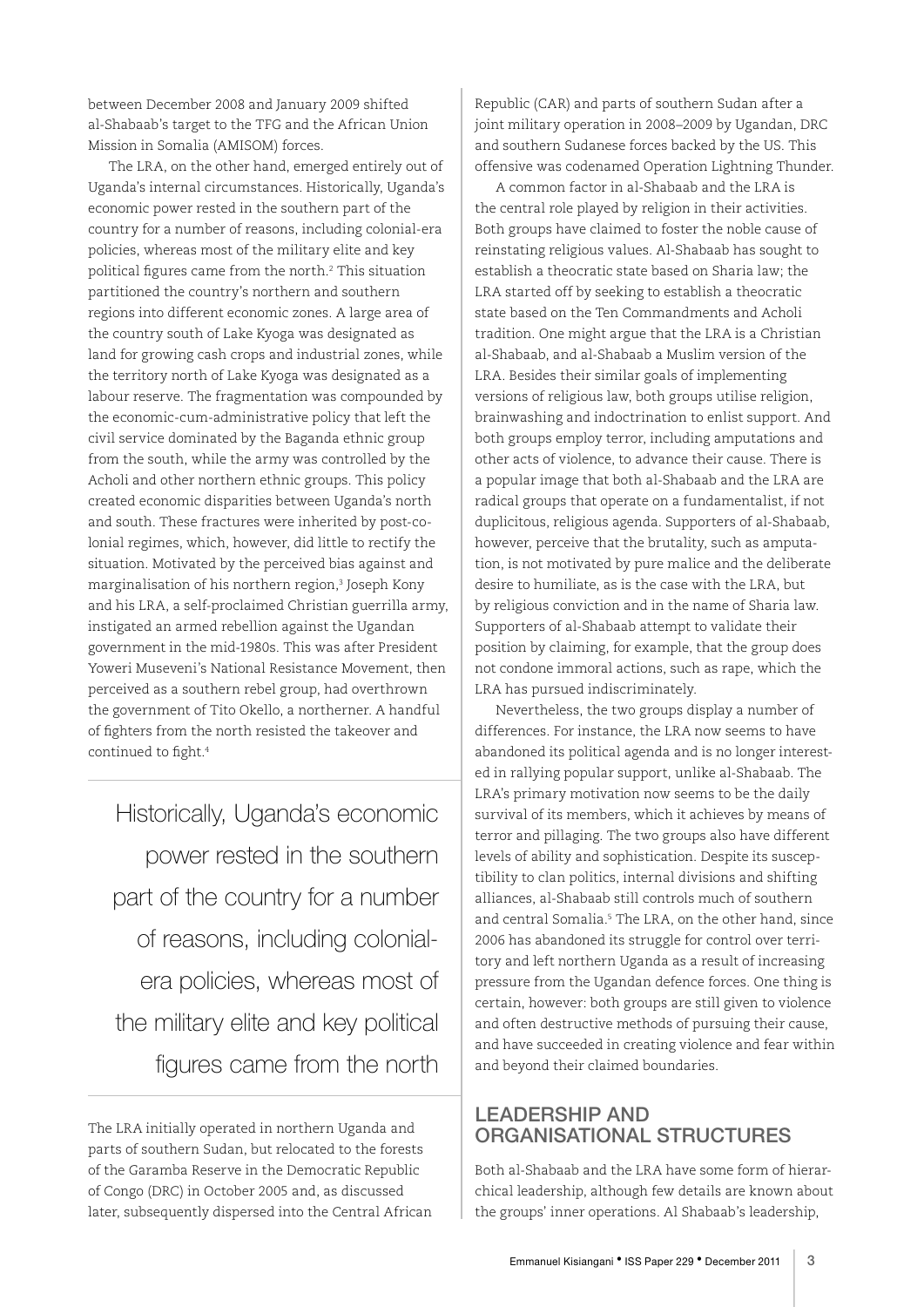between December 2008 and January 2009 shifted al-Shabaab's target to the TFG and the African Union Mission in Somalia (AMISOM) forces.

The LRA, on the other hand, emerged entirely out of Uganda's internal circumstances. Historically, Uganda's economic power rested in the southern part of the country for a number of reasons, including colonial-era policies, whereas most of the military elite and key political figures came from the north.[2] This situation partitioned the country's northern and southern regions into different economic zones. A large area of the country south of Lake Kyoga was designated as land for growing cash crops and industrial zones, while the territory north of Lake Kyoga was designated as a labour reserve. The fragmentation was compounded by the economic-cum-administrative policy that left the civil service dominated by the Baganda ethnic group from the south, while the army was controlled by the Acholi and other northern ethnic groups. This policy created economic disparities between Uganda's north and south. These fractures were inherited by post-colonial regimes, which, however, did little to rectify the situation. Motivated by the perceived bias against and marginalisation of his northern region,[3] Joseph Kony and his LRA, a self-proclaimed Christian guerrilla army, instigated an armed rebellion against the Ugandan government in the mid-1980s. This was after President Yoweri Museveni's National Resistance Movement, then perceived as a southern rebel group, had overthrown the government of Tito Okello, a northerner. A handful of fighters from the north resisted the takeover and continued to fight.[4]

> Historically, Uganda's economic power rested in the southern part of the country for a number of reasons, including colonial-era policies, whereas most of the military elite and key political figures came from the north

The LRA initially operated in northern Uganda and parts of southern Sudan, but relocated to the forests of the Garamba Reserve in the Democratic Republic of Congo (DRC) in October 2005 and, as discussed later, subsequently dispersed into the Central African Republic (CAR) and parts of southern Sudan after a joint military operation in 2008–2009 by Ugandan, DRC and southern Sudanese forces backed by the US. This offensive was codenamed Operation Lightning Thunder.

A common factor in al-Shabaab and the LRA is the central role played by religion in their activities. Both groups have claimed to foster the noble cause of reinstating religious values. Al-Shabaab has sought to establish a theocratic state based on Sharia law; the LRA started off by seeking to establish a theocratic state based on the Ten Commandments and Acholi tradition. One might argue that the LRA is a Christian al-Shabaab, and al-Shabaab a Muslim version of the LRA. Besides their similar goals of implementing versions of religious law, both groups utilise religion, brainwashing and indoctrination to enlist support. And both groups employ terror, including amputations and other acts of violence, to advance their cause. There is a popular image that both al-Shabaab and the LRA are radical groups that operate on a fundamentalist, if not duplicitous, religious agenda. Supporters of al-Shabaab, however, perceive that the brutality, such as amputation, is not motivated by pure malice and the deliberate desire to humiliate, as is the case with the LRA, but by religious conviction and in the name of Sharia law. Supporters of al-Shabaab attempt to validate their position by claiming, for example, that the group does not condone immoral actions, such as rape, which the LRA has pursued indiscriminately.

Nevertheless, the two groups display a number of differences. For instance, the LRA now seems to have abandoned its political agenda and is no longer interested in rallying popular support, unlike al-Shabaab. The LRA's primary motivation now seems to be the daily survival of its members, which it achieves by means of terror and pillaging. The two groups also have different levels of ability and sophistication. Despite its susceptibility to clan politics, internal divisions and shifting alliances, al-Shabaab still controls much of southern and central Somalia.[5] The LRA, on the other hand, since 2006 has abandoned its struggle for control over territory and left northern Uganda as a result of increasing pressure from the Ugandan defence forces. One thing is certain, however: both groups are still given to violence and often destructive methods of pursuing their cause, and have succeeded in creating violence and fear within and beyond their claimed boundaries.

## LEADERSHIP AND ORGANISATIONAL STRUCTURES

Both al-Shabaab and the LRA have some form of hierarchical leadership, although few details are known about the groups' inner operations. Al Shabaab's leadership,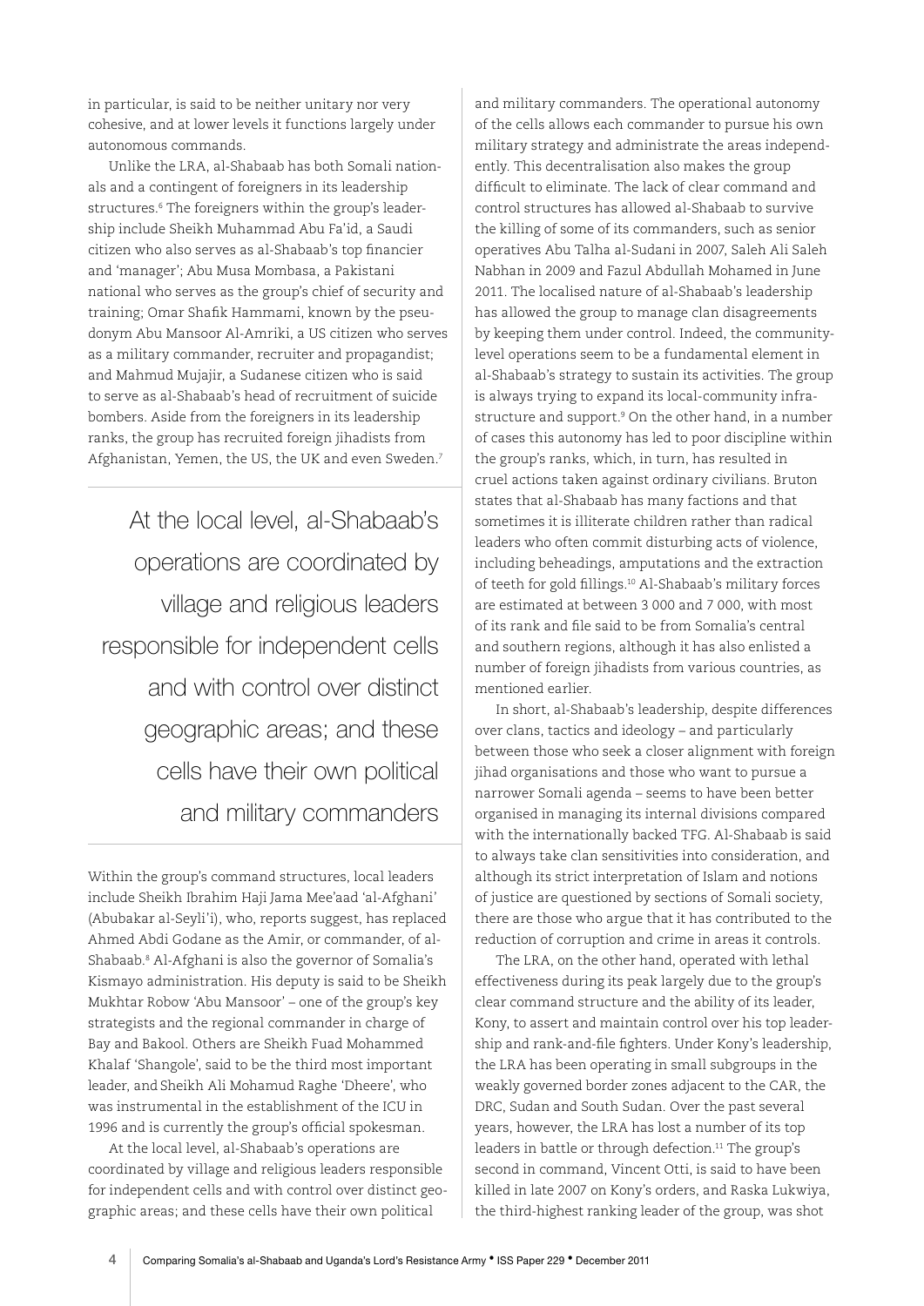in particular, is said to be neither unitary nor very cohesive, and at lower levels it functions largely under autonomous commands.

Unlike the LRA, al-Shabaab has both Somali nationals and a contingent of foreigners in its leadership structures.[6] The foreigners within the group's leadership include Sheikh Muhammad Abu Fa'id, a Saudi citizen who also serves as al-Shabaab's top financier and 'manager'; Abu Musa Mombasa, a Pakistani national who serves as the group's chief of security and training; Omar Shafik Hammami, known by the pseudonym Abu Mansoor Al-Amriki, a US citizen who serves as a military commander, recruiter and propagandist; and Mahmud Mujajir, a Sudanese citizen who is said to serve as al-Shabaab's head of recruitment of suicide bombers. Aside from the foreigners in its leadership ranks, the group has recruited foreign jihadists from Afghanistan, Yemen, the US, the UK and even Sweden.[7]

> At the local level, al-Shabaab's operations are coordinated by village and religious leaders responsible for independent cells and with control over distinct geographic areas; and these cells have their own political and military commanders

Within the group's command structures, local leaders include Sheikh Ibrahim Haji Jama Mee'aad 'al-Afghani' (Abubakar al-Seyli'i), who, reports suggest, has replaced Ahmed Abdi Godane as the Amir, or commander, of al-Shabaab.[8] Al-Afghani is also the governor of Somalia's Kismayo administration. His deputy is said to be Sheikh Mukhtar Robow 'Abu Mansoor' – one of the group's key strategists and the regional commander in charge of Bay and Bakool. Others are Sheikh Fuad Mohammed Khalaf 'Shangole', said to be the third most important leader, and Sheikh Ali Mohamud Raghe 'Dheere', who was instrumental in the establishment of the ICU in 1996 and is currently the group's official spokesman.

At the local level, al-Shabaab's operations are coordinated by village and religious leaders responsible for independent cells and with control over distinct geographic areas; and these cells have their own political and military commanders. The operational autonomy of the cells allows each commander to pursue his own military strategy and administrate the areas independently. This decentralisation also makes the group difficult to eliminate. The lack of clear command and control structures has allowed al-Shabaab to survive the killing of some of its commanders, such as senior operatives Abu Talha al-Sudani in 2007, Saleh Ali Saleh Nabhan in 2009 and Fazul Abdullah Mohamed in June 2011. The localised nature of al-Shabaab's leadership has allowed the group to manage clan disagreements by keeping them under control. Indeed, the community-level operations seem to be a fundamental element in al-Shabaab's strategy to sustain its activities. The group is always trying to expand its local-community infrastructure and support.[9] On the other hand, in a number of cases this autonomy has led to poor discipline within the group's ranks, which, in turn, has resulted in cruel actions taken against ordinary civilians. Bruton states that al-Shabaab has many factions and that sometimes it is illiterate children rather than radical leaders who often commit disturbing acts of violence, including beheadings, amputations and the extraction of teeth for gold fillings.[10] Al-Shabaab's military forces are estimated at between 3 000 and 7 000, with most of its rank and file said to be from Somalia's central and southern regions, although it has also enlisted a number of foreign jihadists from various countries, as mentioned earlier.

In short, al-Shabaab's leadership, despite differences over clans, tactics and ideology – and particularly between those who seek a closer alignment with foreign jihad organisations and those who want to pursue a narrower Somali agenda – seems to have been better organised in managing its internal divisions compared with the internationally backed TFG. Al-Shabaab is said to always take clan sensitivities into consideration, and although its strict interpretation of Islam and notions of justice are questioned by sections of Somali society, there are those who argue that it has contributed to the reduction of corruption and crime in areas it controls.

The LRA, on the other hand, operated with lethal effectiveness during its peak largely due to the group's clear command structure and the ability of its leader, Kony, to assert and maintain control over his top leadership and rank-and-file fighters. Under Kony's leadership, the LRA has been operating in small subgroups in the weakly governed border zones adjacent to the CAR, the DRC, Sudan and South Sudan. Over the past several years, however, the LRA has lost a number of its top leaders in battle or through defection.[11] The group's second in command, Vincent Otti, is said to have been killed in late 2007 on Kony's orders, and Raska Lukwiya, the third-highest ranking leader of the group, was shot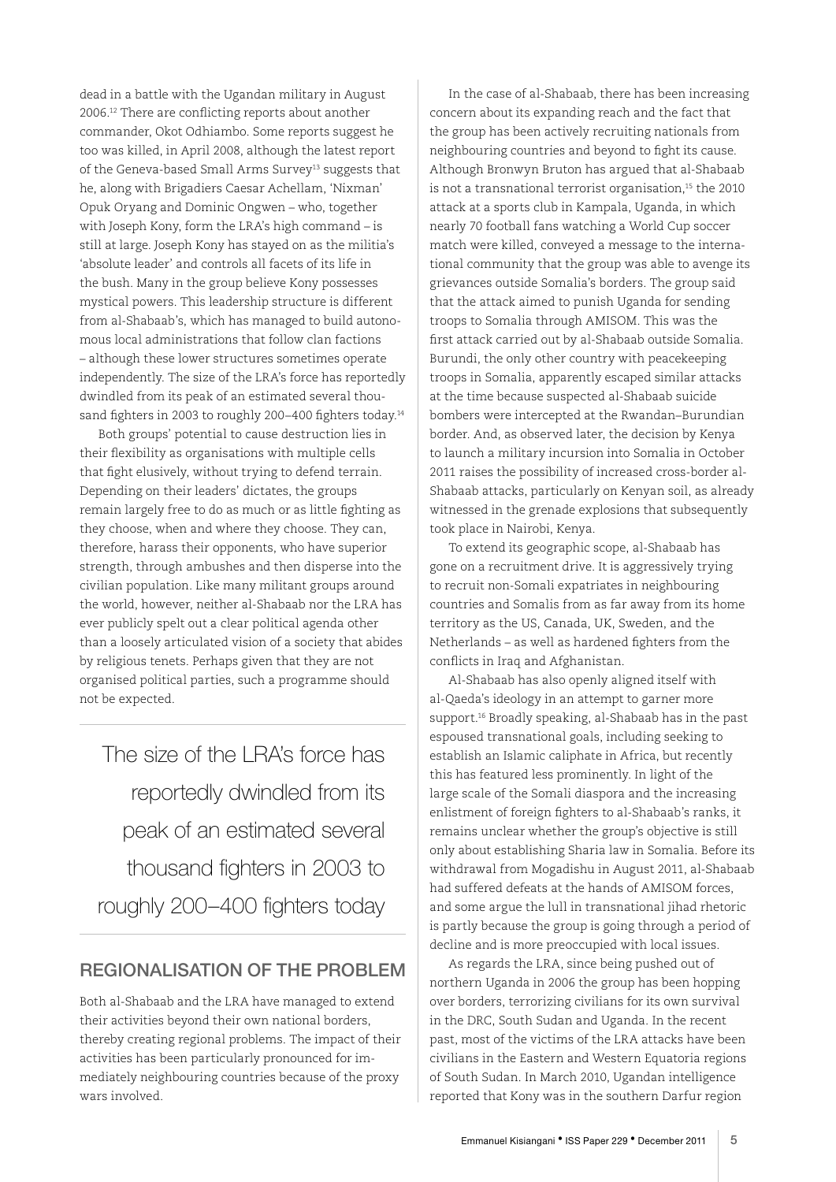dead in a battle with the Ugandan military in August 2006.[12] There are conflicting reports about another commander, Okot Odhiambo. Some reports suggest he too was killed, in April 2008, although the latest report of the Geneva-based Small Arms Survey[13] suggests that he, along with Brigadiers Caesar Achellam, 'Nixman' Opuk Oryang and Dominic Ongwen – who, together with Joseph Kony, form the LRA's high command – is still at large. Joseph Kony has stayed on as the militia's 'absolute leader' and controls all facets of its life in the bush. Many in the group believe Kony possesses mystical powers. This leadership structure is different from al-Shabaab's, which has managed to build autonomous local administrations that follow clan factions – although these lower structures sometimes operate independently. The size of the LRA's force has reportedly dwindled from its peak of an estimated several thousand fighters in 2003 to roughly 200–400 fighters today.[14]

Both groups' potential to cause destruction lies in their flexibility as organisations with multiple cells that fight elusively, without trying to defend terrain. Depending on their leaders' dictates, the groups remain largely free to do as much or as little fighting as they choose, when and where they choose. They can, therefore, harass their opponents, who have superior strength, through ambushes and then disperse into the civilian population. Like many militant groups around the world, however, neither al-Shabaab nor the LRA has ever publicly spelt out a clear political agenda other than a loosely articulated vision of a society that abides by religious tenets. Perhaps given that they are not organised political parties, such a programme should not be expected.

> The size of the LRA's force has reportedly dwindled from its peak of an estimated several thousand fighters in 2003 to roughly 200–400 fighters today

## REGIONALISATION OF THE PROBLEM

Both al-Shabaab and the LRA have managed to extend their activities beyond their own national borders, thereby creating regional problems. The impact of their activities has been particularly pronounced for immediately neighbouring countries because of the proxy wars involved.

In the case of al-Shabaab, there has been increasing concern about its expanding reach and the fact that the group has been actively recruiting nationals from neighbouring countries and beyond to fight its cause. Although Bronwyn Bruton has argued that al-Shabaab is not a transnational terrorist organisation,[15] the 2010 attack at a sports club in Kampala, Uganda, in which nearly 70 football fans watching a World Cup soccer match were killed, conveyed a message to the international community that the group was able to avenge its grievances outside Somalia's borders. The group said that the attack aimed to punish Uganda for sending troops to Somalia through AMISOM. This was the first attack carried out by al-Shabaab outside Somalia. Burundi, the only other country with peacekeeping troops in Somalia, apparently escaped similar attacks at the time because suspected al-Shabaab suicide bombers were intercepted at the Rwandan–Burundian border. And, as observed later, the decision by Kenya to launch a military incursion into Somalia in October 2011 raises the possibility of increased cross-border al-Shabaab attacks, particularly on Kenyan soil, as already witnessed in the grenade explosions that subsequently took place in Nairobi, Kenya.

To extend its geographic scope, al-Shabaab has gone on a recruitment drive. It is aggressively trying to recruit non-Somali expatriates in neighbouring countries and Somalis from as far away from its home territory as the US, Canada, UK, Sweden, and the Netherlands – as well as hardened fighters from the conflicts in Iraq and Afghanistan.

Al-Shabaab has also openly aligned itself with al-Qaeda's ideology in an attempt to garner more support.[16] Broadly speaking, al-Shabaab has in the past espoused transnational goals, including seeking to establish an Islamic caliphate in Africa, but recently this has featured less prominently. In light of the large scale of the Somali diaspora and the increasing enlistment of foreign fighters to al-Shabaab's ranks, it remains unclear whether the group's objective is still only about establishing Sharia law in Somalia. Before its withdrawal from Mogadishu in August 2011, al-Shabaab had suffered defeats at the hands of AMISOM forces, and some argue the lull in transnational jihad rhetoric is partly because the group is going through a period of decline and is more preoccupied with local issues.

As regards the LRA, since being pushed out of northern Uganda in 2006 the group has been hopping over borders, terrorizing civilians for its own survival in the DRC, South Sudan and Uganda. In the recent past, most of the victims of the LRA attacks have been civilians in the Eastern and Western Equatoria regions of South Sudan. In March 2010, Ugandan intelligence reported that Kony was in the southern Darfur region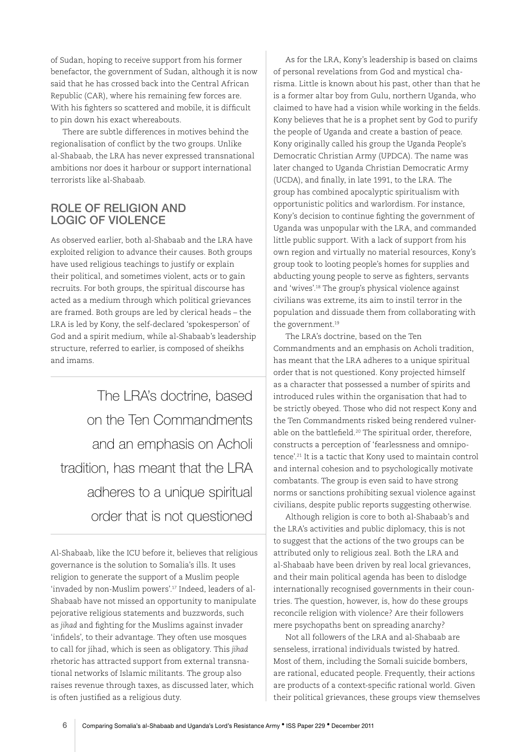of Sudan, hoping to receive support from his former benefactor, the government of Sudan, although it is now said that he has crossed back into the Central African Republic (CAR), where his remaining few forces are. With his fighters so scattered and mobile, it is difficult to pin down his exact whereabouts.

There are subtle differences in motives behind the regionalisation of conflict by the two groups. Unlike al-Shabaab, the LRA has never expressed transnational ambitions nor does it harbour or support international terrorists like al-Shabaab.

## ROLE OF RELIGION AND LOGIC OF VIOLENCE

As observed earlier, both al-Shabaab and the LRA have exploited religion to advance their causes. Both groups have used religious teachings to justify or explain their political, and sometimes violent, acts or to gain recruits. For both groups, the spiritual discourse has acted as a medium through which political grievances are framed. Both groups are led by clerical heads – the LRA is led by Kony, the self-declared 'spokesperson' of God and a spirit medium, while al-Shabaab's leadership structure, referred to earlier, is composed of sheikhs and imams.

> The LRA's doctrine, based on the Ten Commandments and an emphasis on Acholi tradition, has meant that the LRA adheres to a unique spiritual order that is not questioned

Al-Shabaab, like the ICU before it, believes that religious governance is the solution to Somalia's ills. It uses religion to generate the support of a Muslim people 'invaded by non-Muslim powers'.[17] Indeed, leaders of al-Shabaab have not missed an opportunity to manipulate pejorative religious statements and buzzwords, such as *jihad* and fighting for the Muslims against invader 'infidels', to their advantage. They often use mosques to call for jihad, which is seen as obligatory. This *jihad* rhetoric has attracted support from external transnational networks of Islamic militants. The group also raises revenue through taxes, as discussed later, which is often justified as a religious duty.

As for the LRA, Kony's leadership is based on claims of personal revelations from God and mystical charisma. Little is known about his past, other than that he is a former altar boy from Gulu, northern Uganda, who claimed to have had a vision while working in the fields. Kony believes that he is a prophet sent by God to purify the people of Uganda and create a bastion of peace. Kony originally called his group the Uganda People's Democratic Christian Army (UPDCA). The name was later changed to Uganda Christian Democratic Army (UCDA), and finally, in late 1991, to the LRA. The group has combined apocalyptic spiritualism with opportunistic politics and warlordism. For instance, Kony's decision to continue fighting the government of Uganda was unpopular with the LRA, and commanded little public support. With a lack of support from his own region and virtually no material resources, Kony's group took to looting people's homes for supplies and abducting young people to serve as fighters, servants and 'wives'.[18] The group's physical violence against civilians was extreme, its aim to instil terror in the population and dissuade them from collaborating with the government.[19]

The LRA's doctrine, based on the Ten Commandments and an emphasis on Acholi tradition, has meant that the LRA adheres to a unique spiritual order that is not questioned. Kony projected himself as a character that possessed a number of spirits and introduced rules within the organisation that had to be strictly obeyed. Those who did not respect Kony and the Ten Commandments risked being rendered vulnerable on the battlefield.[20] The spiritual order, therefore, constructs a perception of 'fearlessness and omnipotence'.[21] It is a tactic that Kony used to maintain control and internal cohesion and to psychologically motivate combatants. The group is even said to have strong norms or sanctions prohibiting sexual violence against civilians, despite public reports suggesting otherwise.

Although religion is core to both al-Shabaab's and the LRA's activities and public diplomacy, this is not to suggest that the actions of the two groups can be attributed only to religious zeal. Both the LRA and al-Shabaab have been driven by real local grievances, and their main political agenda has been to dislodge internationally recognised governments in their countries. The question, however, is, how do these groups reconcile religion with violence? Are their followers mere psychopaths bent on spreading anarchy?

Not all followers of the LRA and al-Shabaab are senseless, irrational individuals twisted by hatred. Most of them, including the Somali suicide bombers, are rational, educated people. Frequently, their actions are products of a context-specific rational world. Given their political grievances, these groups view themselves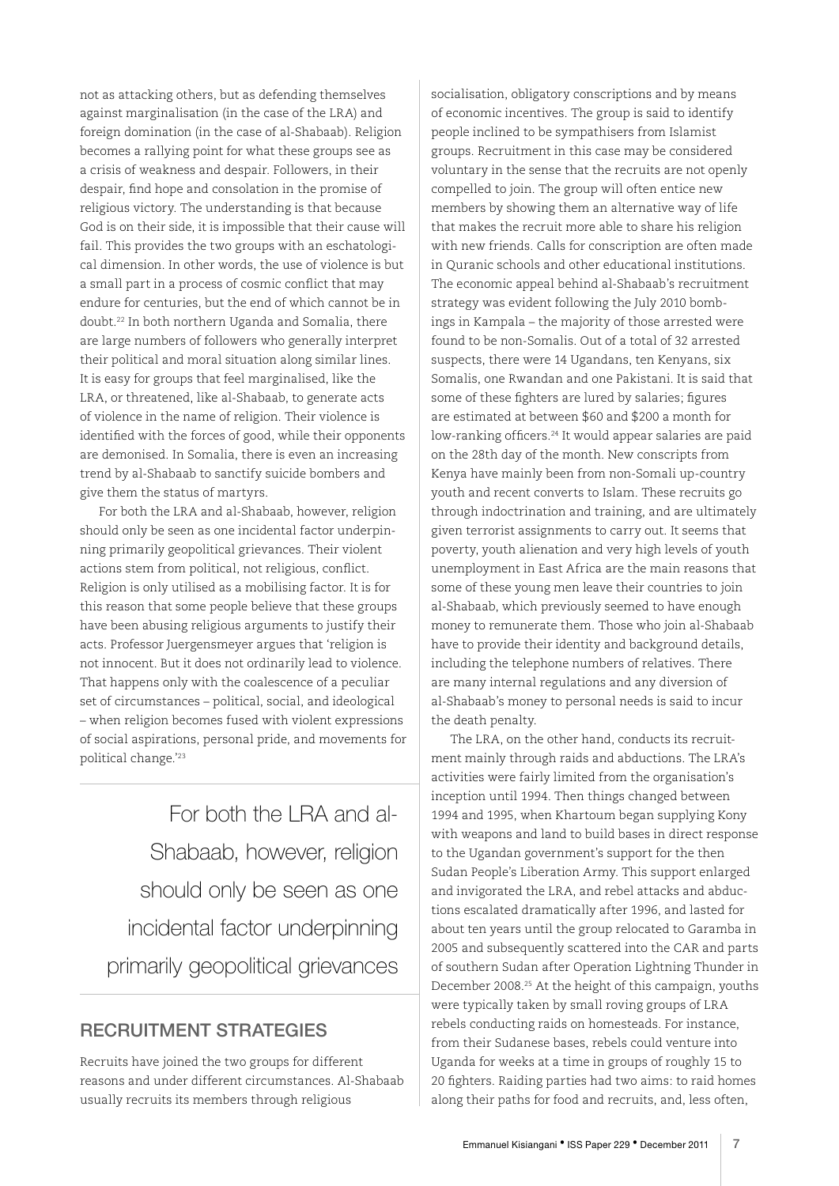not as attacking others, but as defending themselves against marginalisation (in the case of the LRA) and foreign domination (in the case of al-Shabaab). Religion becomes a rallying point for what these groups see as a crisis of weakness and despair. Followers, in their despair, find hope and consolation in the promise of religious victory. The understanding is that because God is on their side, it is impossible that their cause will fail. This provides the two groups with an eschatological dimension. In other words, the use of violence is but a small part in a process of cosmic conflict that may endure for centuries, but the end of which cannot be in doubt.[22] In both northern Uganda and Somalia, there are large numbers of followers who generally interpret their political and moral situation along similar lines. It is easy for groups that feel marginalised, like the LRA, or threatened, like al-Shabaab, to generate acts of violence in the name of religion. Their violence is identified with the forces of good, while their opponents are demonised. In Somalia, there is even an increasing trend by al-Shabaab to sanctify suicide bombers and give them the status of martyrs.

For both the LRA and al-Shabaab, however, religion should only be seen as one incidental factor underpinning primarily geopolitical grievances. Their violent actions stem from political, not religious, conflict. Religion is only utilised as a mobilising factor. It is for this reason that some people believe that these groups have been abusing religious arguments to justify their acts. Professor Juergensmeyer argues that 'religion is not innocent. But it does not ordinarily lead to violence. That happens only with the coalescence of a peculiar set of circumstances – political, social, and ideological – when religion becomes fused with violent expressions of social aspirations, personal pride, and movements for political change.'[23]

> For both the LRA and al-Shabaab, however, religion should only be seen as one incidental factor underpinning primarily geopolitical grievances

## RECRUITMENT STRATEGIES

Recruits have joined the two groups for different reasons and under different circumstances. Al-Shabaab usually recruits its members through religious socialisation, obligatory conscriptions and by means of economic incentives. The group is said to identify people inclined to be sympathisers from Islamist groups. Recruitment in this case may be considered voluntary in the sense that the recruits are not openly compelled to join. The group will often entice new members by showing them an alternative way of life that makes the recruit more able to share his religion with new friends. Calls for conscription are often made in Quranic schools and other educational institutions. The economic appeal behind al-Shabaab's recruitment strategy was evident following the July 2010 bombings in Kampala – the majority of those arrested were found to be non-Somalis. Out of a total of 32 arrested suspects, there were 14 Ugandans, ten Kenyans, six Somalis, one Rwandan and one Pakistani. It is said that some of these fighters are lured by salaries; figures are estimated at between \$60 and \$200 a month for low-ranking officers.[24] It would appear salaries are paid on the 28th day of the month. New conscripts from Kenya have mainly been from non-Somali up-country youth and recent converts to Islam. These recruits go through indoctrination and training, and are ultimately given terrorist assignments to carry out. It seems that poverty, youth alienation and very high levels of youth unemployment in East Africa are the main reasons that some of these young men leave their countries to join al-Shabaab, which previously seemed to have enough money to remunerate them. Those who join al-Shabaab have to provide their identity and background details, including the telephone numbers of relatives. There are many internal regulations and any diversion of al-Shabaab's money to personal needs is said to incur the death penalty.

The LRA, on the other hand, conducts its recruitment mainly through raids and abductions. The LRA's activities were fairly limited from the organisation's inception until 1994. Then things changed between 1994 and 1995, when Khartoum began supplying Kony with weapons and land to build bases in direct response to the Ugandan government's support for the then Sudan People's Liberation Army. This support enlarged and invigorated the LRA, and rebel attacks and abductions escalated dramatically after 1996, and lasted for about ten years until the group relocated to Garamba in 2005 and subsequently scattered into the CAR and parts of southern Sudan after Operation Lightning Thunder in December 2008.[25] At the height of this campaign, youths were typically taken by small roving groups of LRA rebels conducting raids on homesteads. For instance, from their Sudanese bases, rebels could venture into Uganda for weeks at a time in groups of roughly 15 to 20 fighters. Raiding parties had two aims: to raid homes along their paths for food and recruits, and, less often,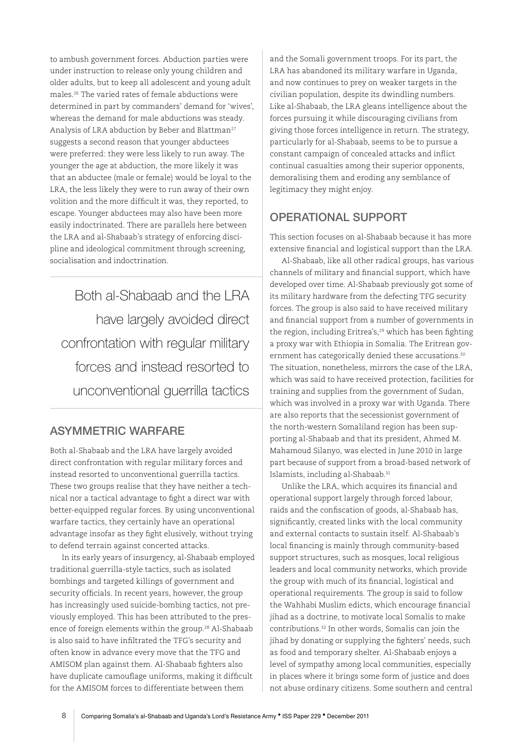to ambush government forces. Abduction parties were under instruction to release only young children and older adults, but to keep all adolescent and young adult males.[26] The varied rates of female abductions were determined in part by commanders' demand for 'wives', whereas the demand for male abductions was steady. Analysis of LRA abduction by Beber and Blattman[27] suggests a second reason that younger abductees were preferred: they were less likely to run away. The younger the age at abduction, the more likely it was that an abductee (male or female) would be loyal to the LRA, the less likely they were to run away of their own volition and the more difficult it was, they reported, to escape. Younger abductees may also have been more easily indoctrinated. There are parallels here between the LRA and al-Shabaab's strategy of enforcing discipline and ideological commitment through screening, socialisation and indoctrination.

> Both al-Shabaab and the LRA have largely avoided direct confrontation with regular military forces and instead resorted to unconventional guerrilla tactics

## ASYMMETRIC WARFARE

Both al-Shabaab and the LRA have largely avoided direct confrontation with regular military forces and instead resorted to unconventional guerrilla tactics. These two groups realise that they have neither a technical nor a tactical advantage to fight a direct war with better-equipped regular forces. By using unconventional warfare tactics, they certainly have an operational advantage insofar as they fight elusively, without trying to defend terrain against concerted attacks.

In its early years of insurgency, al-Shabaab employed traditional guerrilla-style tactics, such as isolated bombings and targeted killings of government and security officials. In recent years, however, the group has increasingly used suicide-bombing tactics, not previously employed. This has been attributed to the presence of foreign elements within the group.[28] Al-Shabaab is also said to have infiltrated the TFG's security and often know in advance every move that the TFG and AMISOM plan against them. Al-Shabaab fighters also have duplicate camouflage uniforms, making it difficult for the AMISOM forces to differentiate between them and the Somali government troops. For its part, the LRA has abandoned its military warfare in Uganda, and now continues to prey on weaker targets in the civilian population, despite its dwindling numbers. Like al-Shabaab, the LRA gleans intelligence about the forces pursuing it while discouraging civilians from giving those forces intelligence in return. The strategy, particularly for al-Shabaab, seems to be to pursue a constant campaign of concealed attacks and inflict continual casualties among their superior opponents, demoralising them and eroding any semblance of legitimacy they might enjoy.

## OPERATIONAL SUPPORT

This section focuses on al-Shabaab because it has more extensive financial and logistical support than the LRA.

Al-Shabaab, like all other radical groups, has various channels of military and financial support, which have developed over time. Al-Shabaab previously got some of its military hardware from the defecting TFG security forces. The group is also said to have received military and financial support from a number of governments in the region, including Eritrea's,[29] which has been fighting a proxy war with Ethiopia in Somalia. The Eritrean government has categorically denied these accusations.[30] The situation, nonetheless, mirrors the case of the LRA, which was said to have received protection, facilities for training and supplies from the government of Sudan, which was involved in a proxy war with Uganda. There are also reports that the secessionist government of the north-western Somaliland region has been supporting al-Shabaab and that its president, Ahmed M. Mahamoud Silanyo, was elected in June 2010 in large part because of support from a broad-based network of Islamists, including al-Shabaab.[31]

Unlike the LRA, which acquires its financial and operational support largely through forced labour, raids and the confiscation of goods, al-Shabaab has, significantly, created links with the local community and external contacts to sustain itself. Al-Shabaab's local financing is mainly through community-based support structures, such as mosques, local religious leaders and local community networks, which provide the group with much of its financial, logistical and operational requirements. The group is said to follow the Wahhabi Muslim edicts, which encourage financial jihad as a doctrine, to motivate local Somalis to make contributions.[32] In other words, Somalis can join the jihad by donating or supplying the fighters' needs, such as food and temporary shelter. Al-Shabaab enjoys a level of sympathy among local communities, especially in places where it brings some form of justice and does not abuse ordinary citizens. Some southern and central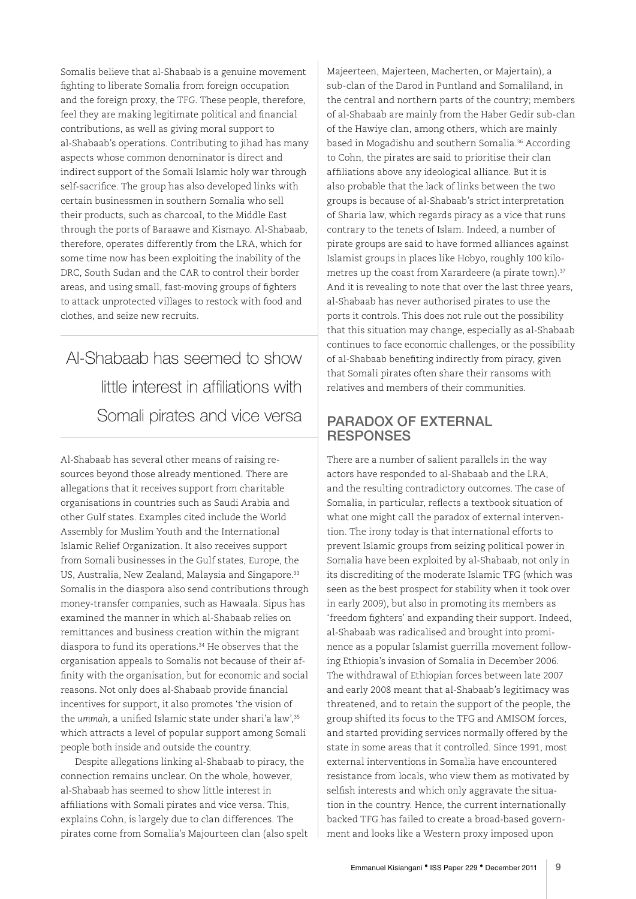Somalis believe that al-Shabaab is a genuine movement fighting to liberate Somalia from foreign occupation and the foreign proxy, the TFG. These people, therefore, feel they are making legitimate political and financial contributions, as well as giving moral support to al-Shabaab's operations. Contributing to jihad has many aspects whose common denominator is direct and indirect support of the Somali Islamic holy war through self-sacrifice. The group has also developed links with certain businessmen in southern Somalia who sell their products, such as charcoal, to the Middle East through the ports of Baraawe and Kismayo. Al-Shabaab, therefore, operates differently from the LRA, which for some time now has been exploiting the inability of the DRC, South Sudan and the CAR to control their border areas, and using small, fast-moving groups of fighters to attack unprotected villages to restock with food and clothes, and seize new recruits.

> Al-Shabaab has seemed to show little interest in affiliations with Somali pirates and vice versa

Al-Shabaab has several other means of raising resources beyond those already mentioned. There are allegations that it receives support from charitable organisations in countries such as Saudi Arabia and other Gulf states. Examples cited include the World Assembly for Muslim Youth and the International Islamic Relief Organization. It also receives support from Somali businesses in the Gulf states, Europe, the US, Australia, New Zealand, Malaysia and Singapore.[33] Somalis in the diaspora also send contributions through money-transfer companies, such as Hawaala. Sipus has examined the manner in which al-Shabaab relies on remittances and business creation within the migrant diaspora to fund its operations.[34] He observes that the organisation appeals to Somalis not because of their affinity with the organisation, but for economic and social reasons. Not only does al-Shabaab provide financial incentives for support, it also promotes 'the vision of the *ummah*, a unified Islamic state under shari'a law',[35] which attracts a level of popular support among Somali people both inside and outside the country.

Despite allegations linking al-Shabaab to piracy, the connection remains unclear. On the whole, however, al-Shabaab has seemed to show little interest in affiliations with Somali pirates and vice versa. This, explains Cohn, is largely due to clan differences. The pirates come from Somalia's Majourteen clan (also spelt Majeerteen, Majerteen, Macherten, or Majertain), a sub-clan of the Darod in Puntland and Somaliland, in the central and northern parts of the country; members of al-Shabaab are mainly from the Haber Gedir sub-clan of the Hawiye clan, among others, which are mainly based in Mogadishu and southern Somalia.[36] According to Cohn, the pirates are said to prioritise their clan affiliations above any ideological alliance. But it is also probable that the lack of links between the two groups is because of al-Shabaab's strict interpretation of Sharia law, which regards piracy as a vice that runs contrary to the tenets of Islam. Indeed, a number of pirate groups are said to have formed alliances against Islamist groups in places like Hobyo, roughly 100 kilometres up the coast from Xarardeere (a pirate town).[37] And it is revealing to note that over the last three years, al-Shabaab has never authorised pirates to use the ports it controls. This does not rule out the possibility that this situation may change, especially as al-Shabaab continues to face economic challenges, or the possibility of al-Shabaab benefiting indirectly from piracy, given that Somali pirates often share their ransoms with relatives and members of their communities.

## PARADOX OF EXTERNAL RESPONSES

There are a number of salient parallels in the way actors have responded to al-Shabaab and the LRA, and the resulting contradictory outcomes. The case of Somalia, in particular, reflects a textbook situation of what one might call the paradox of external intervention. The irony today is that international efforts to prevent Islamic groups from seizing political power in Somalia have been exploited by al-Shabaab, not only in its discrediting of the moderate Islamic TFG (which was seen as the best prospect for stability when it took over in early 2009), but also in promoting its members as 'freedom fighters' and expanding their support. Indeed, al-Shabaab was radicalised and brought into prominence as a popular Islamist guerrilla movement following Ethiopia's invasion of Somalia in December 2006. The withdrawal of Ethiopian forces between late 2007 and early 2008 meant that al-Shabaab's legitimacy was threatened, and to retain the support of the people, the group shifted its focus to the TFG and AMISOM forces, and started providing services normally offered by the state in some areas that it controlled. Since 1991, most external interventions in Somalia have encountered resistance from locals, who view them as motivated by selfish interests and which only aggravate the situation in the country. Hence, the current internationally backed TFG has failed to create a broad-based government and looks like a Western proxy imposed upon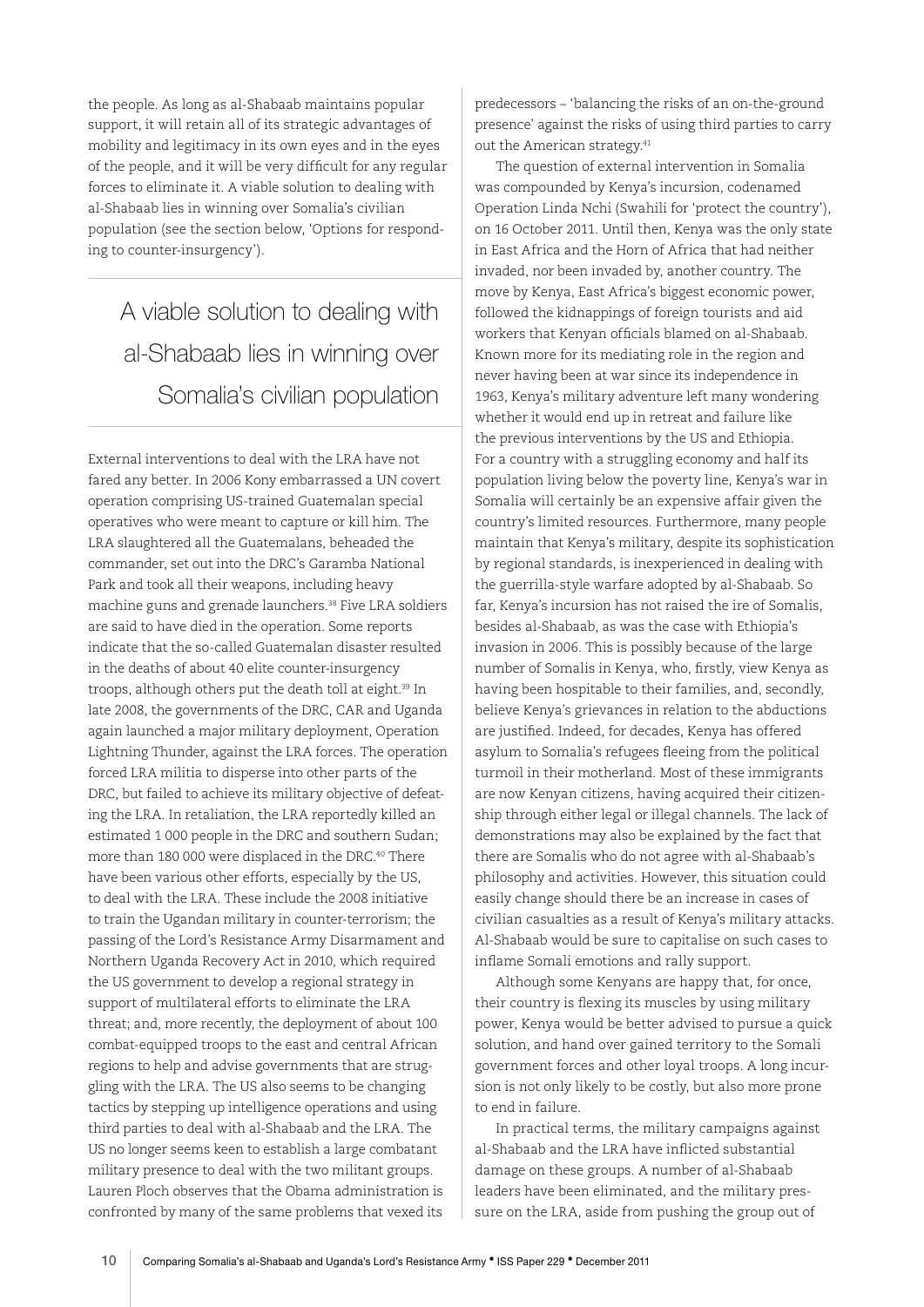the people. As long as al-Shabaab maintains popular support, it will retain all of its strategic advantages of mobility and legitimacy in its own eyes and in the eyes of the people, and it will be very difficult for any regular forces to eliminate it. A viable solution to dealing with al-Shabaab lies in winning over Somalia's civilian population (see the section below, 'Options for responding to counter-insurgency').

> A viable solution to dealing with al-Shabaab lies in winning over Somalia's civilian population

External interventions to deal with the LRA have not fared any better. In 2006 Kony embarrassed a UN covert operation comprising US-trained Guatemalan special operatives who were meant to capture or kill him. The LRA slaughtered all the Guatemalans, beheaded the commander, set out into the DRC's Garamba National Park and took all their weapons, including heavy machine guns and grenade launchers.[38] Five LRA soldiers are said to have died in the operation. Some reports indicate that the so-called Guatemalan disaster resulted in the deaths of about 40 elite counter-insurgency troops, although others put the death toll at eight.[39] In late 2008, the governments of the DRC, CAR and Uganda again launched a major military deployment, Operation Lightning Thunder, against the LRA forces. The operation forced LRA militia to disperse into other parts of the DRC, but failed to achieve its military objective of defeating the LRA. In retaliation, the LRA reportedly killed an estimated 1 000 people in the DRC and southern Sudan; more than 180 000 were displaced in the DRC.[40] There have been various other efforts, especially by the US, to deal with the LRA. These include the 2008 initiative to train the Ugandan military in counter-terrorism; the passing of the Lord's Resistance Army Disarmament and Northern Uganda Recovery Act in 2010, which required the US government to develop a regional strategy in support of multilateral efforts to eliminate the LRA threat; and, more recently, the deployment of about 100 combat-equipped troops to the east and central African regions to help and advise governments that are struggling with the LRA. The US also seems to be changing tactics by stepping up intelligence operations and using third parties to deal with al-Shabaab and the LRA. The US no longer seems keen to establish a large combatant military presence to deal with the two militant groups. Lauren Ploch observes that the Obama administration is confronted by many of the same problems that vexed its predecessors – 'balancing the risks of an on-the-ground presence' against the risks of using third parties to carry out the American strategy.[41]

The question of external intervention in Somalia was compounded by Kenya's incursion, codenamed Operation Linda Nchi (Swahili for 'protect the country'), on 16 October 2011. Until then, Kenya was the only state in East Africa and the Horn of Africa that had neither invaded, nor been invaded by, another country. The move by Kenya, East Africa's biggest economic power, followed the kidnappings of foreign tourists and aid workers that Kenyan officials blamed on al-Shabaab. Known more for its mediating role in the region and never having been at war since its independence in 1963, Kenya's military adventure left many wondering whether it would end up in retreat and failure like the previous interventions by the US and Ethiopia. For a country with a struggling economy and half its population living below the poverty line, Kenya's war in Somalia will certainly be an expensive affair given the country's limited resources. Furthermore, many people maintain that Kenya's military, despite its sophistication by regional standards, is inexperienced in dealing with the guerrilla-style warfare adopted by al-Shabaab. So far, Kenya's incursion has not raised the ire of Somalis, besides al-Shabaab, as was the case with Ethiopia's invasion in 2006. This is possibly because of the large number of Somalis in Kenya, who, firstly, view Kenya as having been hospitable to their families, and, secondly, believe Kenya's grievances in relation to the abductions are justified. Indeed, for decades, Kenya has offered asylum to Somalia's refugees fleeing from the political turmoil in their motherland. Most of these immigrants are now Kenyan citizens, having acquired their citizenship through either legal or illegal channels. The lack of demonstrations may also be explained by the fact that there are Somalis who do not agree with al-Shabaab's philosophy and activities. However, this situation could easily change should there be an increase in cases of civilian casualties as a result of Kenya's military attacks. Al-Shabaab would be sure to capitalise on such cases to inflame Somali emotions and rally support.

Although some Kenyans are happy that, for once, their country is flexing its muscles by using military power, Kenya would be better advised to pursue a quick solution, and hand over gained territory to the Somali government forces and other loyal troops. A long incursion is not only likely to be costly, but also more prone to end in failure.

In practical terms, the military campaigns against al-Shabaab and the LRA have inflicted substantial damage on these groups. A number of al-Shabaab leaders have been eliminated, and the military pressure on the LRA, aside from pushing the group out of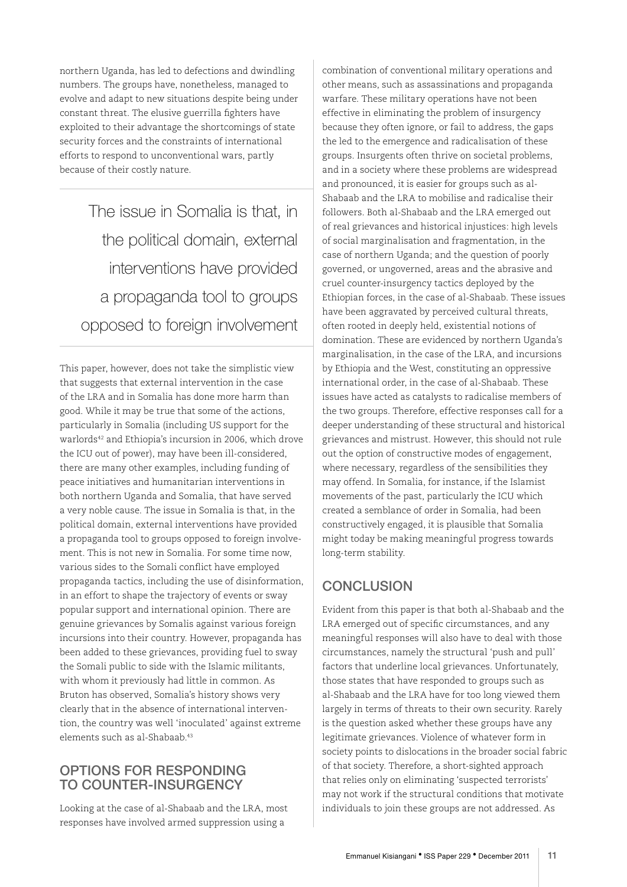northern Uganda, has led to defections and dwindling numbers. The groups have, nonetheless, managed to evolve and adapt to new situations despite being under constant threat. The elusive guerrilla fighters have exploited to their advantage the shortcomings of state security forces and the constraints of international efforts to respond to unconventional wars, partly because of their costly nature.

> The issue in Somalia is that, in the political domain, external interventions have provided a propaganda tool to groups opposed to foreign involvement

This paper, however, does not take the simplistic view that suggests that external intervention in the case of the LRA and in Somalia has done more harm than good. While it may be true that some of the actions, particularly in Somalia (including US support for the warlords[42] and Ethiopia's incursion in 2006, which drove the ICU out of power), may have been ill-considered, there are many other examples, including funding of peace initiatives and humanitarian interventions in both northern Uganda and Somalia, that have served a very noble cause. The issue in Somalia is that, in the political domain, external interventions have provided a propaganda tool to groups opposed to foreign involvement. This is not new in Somalia. For some time now, various sides to the Somali conflict have employed propaganda tactics, including the use of disinformation, in an effort to shape the trajectory of events or sway popular support and international opinion. There are genuine grievances by Somalis against various foreign incursions into their country. However, propaganda has been added to these grievances, providing fuel to sway the Somali public to side with the Islamic militants, with whom it previously had little in common. As Bruton has observed, Somalia's history shows very clearly that in the absence of international intervention, the country was well 'inoculated' against extreme elements such as al-Shabaab.[43]

## OPTIONS FOR RESPONDING TO COUNTER-INSURGENCY

Looking at the case of al-Shabaab and the LRA, most responses have involved armed suppression using a combination of conventional military operations and other means, such as assassinations and propaganda warfare. These military operations have not been effective in eliminating the problem of insurgency because they often ignore, or fail to address, the gaps the led to the emergence and radicalisation of these groups. Insurgents often thrive on societal problems, and in a society where these problems are widespread and pronounced, it is easier for groups such as al-Shabaab and the LRA to mobilise and radicalise their followers. Both al-Shabaab and the LRA emerged out of real grievances and historical injustices: high levels of social marginalisation and fragmentation, in the case of northern Uganda; and the question of poorly governed, or ungoverned, areas and the abrasive and cruel counter-insurgency tactics deployed by the Ethiopian forces, in the case of al-Shabaab. These issues have been aggravated by perceived cultural threats, often rooted in deeply held, existential notions of domination. These are evidenced by northern Uganda's marginalisation, in the case of the LRA, and incursions by Ethiopia and the West, constituting an oppressive international order, in the case of al-Shabaab. These issues have acted as catalysts to radicalise members of the two groups. Therefore, effective responses call for a deeper understanding of these structural and historical grievances and mistrust. However, this should not rule out the option of constructive modes of engagement, where necessary, regardless of the sensibilities they may offend. In Somalia, for instance, if the Islamist movements of the past, particularly the ICU which created a semblance of order in Somalia, had been constructively engaged, it is plausible that Somalia might today be making meaningful progress towards long-term stability.

## CONCLUSION

Evident from this paper is that both al-Shabaab and the LRA emerged out of specific circumstances, and any meaningful responses will also have to deal with those circumstances, namely the structural 'push and pull' factors that underline local grievances. Unfortunately, those states that have responded to groups such as al-Shabaab and the LRA have for too long viewed them largely in terms of threats to their own security. Rarely is the question asked whether these groups have any legitimate grievances. Violence of whatever form in society points to dislocations in the broader social fabric of that society. Therefore, a short-sighted approach that relies only on eliminating 'suspected terrorists' may not work if the structural conditions that motivate individuals to join these groups are not addressed. As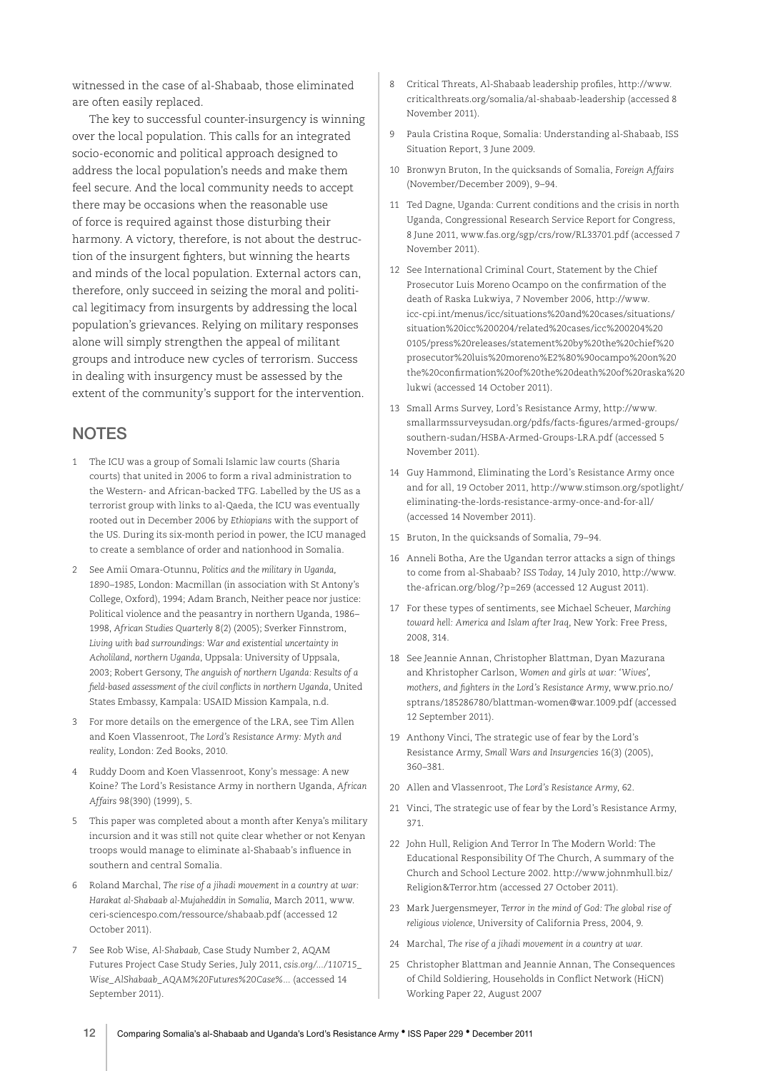witnessed in the case of al-Shabaab, those eliminated are often easily replaced.

The key to successful counter-insurgency is winning over the local population. This calls for an integrated socio-economic and political approach designed to address the local population's needs and make them feel secure. And the local community needs to accept there may be occasions when the reasonable use of force is required against those disturbing their harmony. A victory, therefore, is not about the destruction of the insurgent fighters, but winning the hearts and minds of the local population. External actors can, therefore, only succeed in seizing the moral and political legitimacy from insurgents by addressing the local population's grievances. Relying on military responses alone will simply strengthen the appeal of militant groups and introduce new cycles of terrorism. Success in dealing with insurgency must be assessed by the extent of the community's support for the intervention.

## NOTES

1. The ICU was a group of Somali Islamic law courts (Sharia courts) that united in 2006 to form a rival administration to the Western- and African-backed TFG. Labelled by the US as a terrorist group with links to al-Qaeda, the ICU was eventually rooted out in December 2006 by *Ethiopians* with the support of the US. During its six-month period in power, the ICU managed to create a semblance of order and nationhood in Somalia.
2. See Amii Omara-Otunnu, *Politics and the military in Uganda, 1890–1985*, London: Macmillan (in association with St Antony's College, Oxford), 1994; Adam Branch, Neither peace nor justice: Political violence and the peasantry in northern Uganda, 1986–1998, *African Studies Quarterly* 8(2) (2005); Sverker Finnstrom, *Living with bad surroundings: War and existential uncertainty in Acholiland, northern Uganda*, Uppsala: University of Uppsala, 2003; Robert Gersony, *The anguish of northern Uganda: Results of a field-based assessment of the civil conflicts in northern Uganda*, United States Embassy, Kampala: USAID Mission Kampala, n.d.
3. For more details on the emergence of the LRA, see Tim Allen and Koen Vlassenroot, *The Lord's Resistance Army: Myth and reality*, London: Zed Books, 2010.
4. Ruddy Doom and Koen Vlassenroot, Kony's message: A new Koine? The Lord's Resistance Army in northern Uganda, *African Affairs* 98(390) (1999), 5.
5. This paper was completed about a month after Kenya's military incursion and it was still not quite clear whether or not Kenyan troops would manage to eliminate al-Shabaab's influence in southern and central Somalia.
6. Roland Marchal, *The rise of a jihadi movement in a country at war: Harakat al-Shabaab al-Mujaheddin in Somalia*, March 2011, www.ceri-sciencespo.com/ressource/shabaab.pdf (accessed 12 October 2011).
7. See Rob Wise, *Al-Shabaab*, Case Study Number 2, AQAM Futures Project Case Study Series, July 2011, *csis.org/.../110715_Wise_AlShabaab_AQAM%20Futures%20Case%...* (accessed 14 September 2011).
8. Critical Threats, Al-Shabaab leadership profiles, http://www.criticalthreats.org/somalia/al-shabaab-leadership (accessed 8 November 2011).
9. Paula Cristina Roque, Somalia: Understanding al-Shabaab, ISS Situation Report, 3 June 2009.
10. Bronwyn Bruton, In the quicksands of Somalia, *Foreign Affairs* (November/December 2009), 9–94.
11. Ted Dagne, Uganda: Current conditions and the crisis in north Uganda, Congressional Research Service Report for Congress, 8 June 2011, www.fas.org/sgp/crs/row/RL33701.pdf (accessed 7 November 2011).
12. See International Criminal Court, Statement by the Chief Prosecutor Luis Moreno Ocampo on the confirmation of the death of Raska Lukwiya, 7 November 2006, http://www.icc-cpi.int/menus/icc/situations%20and%20cases/situations/situation%20icc%200204/related%20cases/icc%200204%200105/press%20releases/statement%20by%20the%20chief%20prosecutor%20luis%20moreno%E2%80%90ocampo%20on%20the%20confirmation%20of%20the%20death%20of%20raska%20lukwi (accessed 14 October 2011).
13. Small Arms Survey, Lord's Resistance Army, http://www.smallarmssurveysudan.org/pdfs/facts-figures/armed-groups/southern-sudan/HSBA-Armed-Groups-LRA.pdf (accessed 5 November 2011).
14. Guy Hammond, Eliminating the Lord's Resistance Army once and for all, 19 October 2011, http://www.stimson.org/spotlight/eliminating-the-lords-resistance-army-once-and-for-all/ (accessed 14 November 2011).
15. Bruton, In the quicksands of Somalia, 79–94.
16. Anneli Botha, Are the Ugandan terror attacks a sign of things to come from al-Shabaab? *ISS Today*, 14 July 2010, http://www.the-african.org/blog/?p=269 (accessed 12 August 2011).
17. For these types of sentiments, see Michael Scheuer, *Marching toward hell: America and Islam after Iraq*, New York: Free Press, 2008, 314.
18. See Jeannie Annan, Christopher Blattman, Dyan Mazurana and Khristopher Carlson, *Women and girls at war: 'Wives', mothers, and fighters in the Lord's Resistance Army*, www.prio.no/sptrans/185286780/blattman-women@war.1009.pdf (accessed 12 September 2011).
19. Anthony Vinci, The strategic use of fear by the Lord's Resistance Army, *Small Wars and Insurgencies* 16(3) (2005), 360–381.
20. Allen and Vlassenroot, *The Lord's Resistance Army*, 62.
21. Vinci, The strategic use of fear by the Lord's Resistance Army, 371.
22. John Hull, Religion And Terror In The Modern World: The Educational Responsibility Of The Church, A summary of the Church and School Lecture 2002. http://www.johnmhull.biz/Religion&Terror.htm (accessed 27 October 2011).
23. Mark Juergensmeyer, *Terror in the mind of God: The global rise of religious violence*, University of California Press, 2004, 9.
24. Marchal, *The rise of a jihadi movement in a country at war.*
25. Christopher Blattman and Jeannie Annan, The Consequences of Child Soldiering, Households in Conflict Network (HiCN) Working Paper 22, August 2007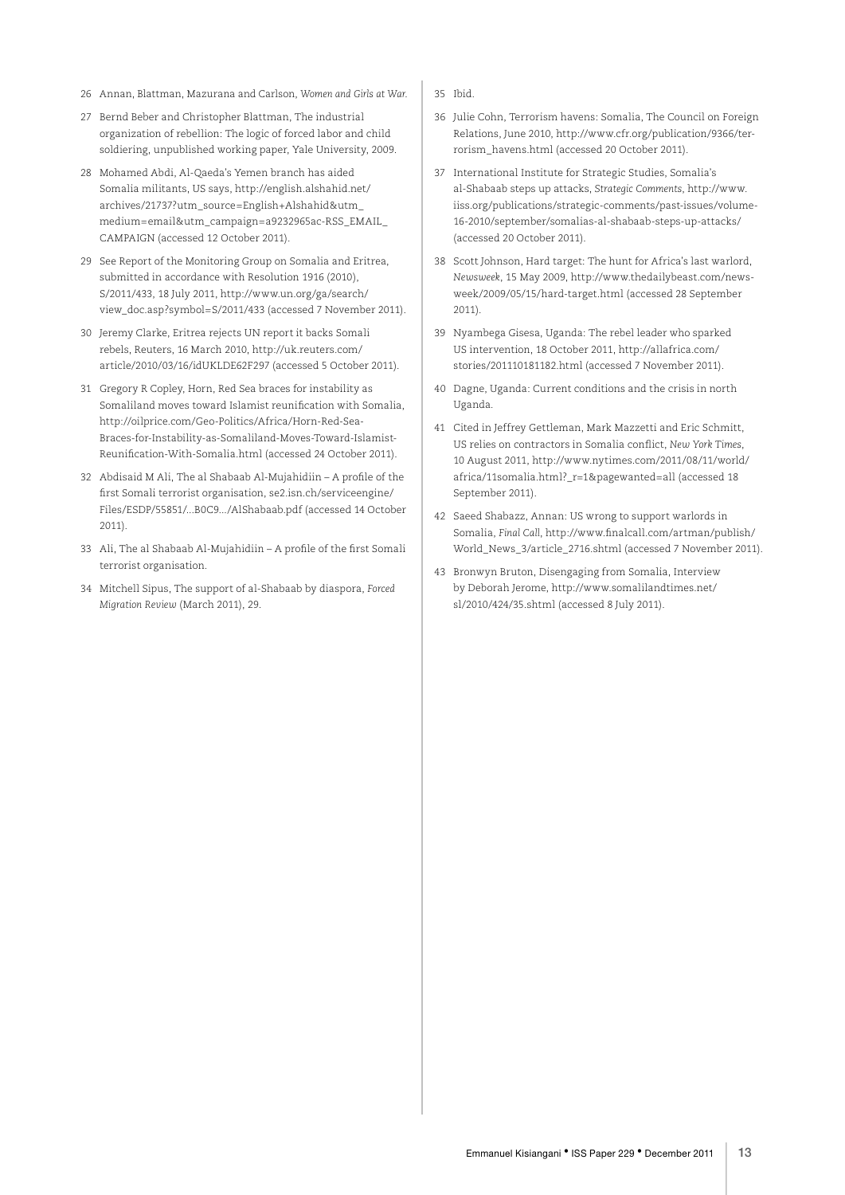26 Annan, Blattman, Mazurana and Carlson, *Women and Girls at War.*

27 Bernd Beber and Christopher Blattman, The industrial organization of rebellion: The logic of forced labor and child soldiering, unpublished working paper, Yale University, 2009.

28 Mohamed Abdi, Al-Qaeda's Yemen branch has aided Somalia militants, US says, http://english.alshahid.net/archives/21737?utm_source=English+Alshahid&utm_medium=email&utm_campaign=a9232965ac-RSS_EMAIL_CAMPAIGN (accessed 12 October 2011).

29 See Report of the Monitoring Group on Somalia and Eritrea, submitted in accordance with Resolution 1916 (2010), S/2011/433, 18 July 2011, http://www.un.org/ga/search/view_doc.asp?symbol=S/2011/433 (accessed 7 November 2011).

30 Jeremy Clarke, Eritrea rejects UN report it backs Somali rebels, Reuters, 16 March 2010, http://uk.reuters.com/article/2010/03/16/idUKLDE62F297 (accessed 5 October 2011).

31 Gregory R Copley, Horn, Red Sea braces for instability as Somaliland moves toward Islamist reunification with Somalia, http://oilprice.com/Geo-Politics/Africa/Horn-Red-Sea-Braces-for-Instability-as-Somaliland-Moves-Toward-Islamist-Reunification-With-Somalia.html (accessed 24 October 2011).

32 Abdisaid M Ali, The al Shabaab Al-Mujahidiin – A profile of the first Somali terrorist organisation, se2.isn.ch/serviceengine/Files/ESDP/55851/...B0C9.../AlShabaab.pdf (accessed 14 October 2011).

33 Ali, The al Shabaab Al-Mujahidiin – A profile of the first Somali terrorist organisation.

34 Mitchell Sipus, The support of al-Shabaab by diaspora, *Forced Migration Review* (March 2011), 29.

35 Ibid.

36 Julie Cohn, Terrorism havens: Somalia, The Council on Foreign Relations, June 2010, http://www.cfr.org/publication/9366/terrorism_havens.html (accessed 20 October 2011).

37 International Institute for Strategic Studies, Somalia's al-Shabaab steps up attacks, *Strategic Comments*, http://www.iiss.org/publications/strategic-comments/past-issues/volume-16-2010/september/somalias-al-shabaab-steps-up-attacks/ (accessed 20 October 2011).

38 Scott Johnson, Hard target: The hunt for Africa's last warlord, *Newsweek*, 15 May 2009, http://www.thedailybeast.com/newsweek/2009/05/15/hard-target.html (accessed 28 September 2011).

39 Nyambega Gisesa, Uganda: The rebel leader who sparked US intervention, 18 October 2011, http://allafrica.com/stories/201110181182.html (accessed 7 November 2011).

40 Dagne, Uganda: Current conditions and the crisis in north Uganda.

41 Cited in Jeffrey Gettleman, Mark Mazzetti and Eric Schmitt, US relies on contractors in Somalia conflict, *New York Times*, 10 August 2011, http://www.nytimes.com/2011/08/11/world/africa/11somalia.html?_r=1&pagewanted=all (accessed 18 September 2011).

42 Saeed Shabazz, Annan: US wrong to support warlords in Somalia, *Final Call*, http://www.finalcall.com/artman/publish/World_News_3/article_2716.shtml (accessed 7 November 2011).

43 Bronwyn Bruton, Disengaging from Somalia, Interview by Deborah Jerome, http://www.somalilandtimes.net/sl/2010/424/35.shtml (accessed 8 July 2011).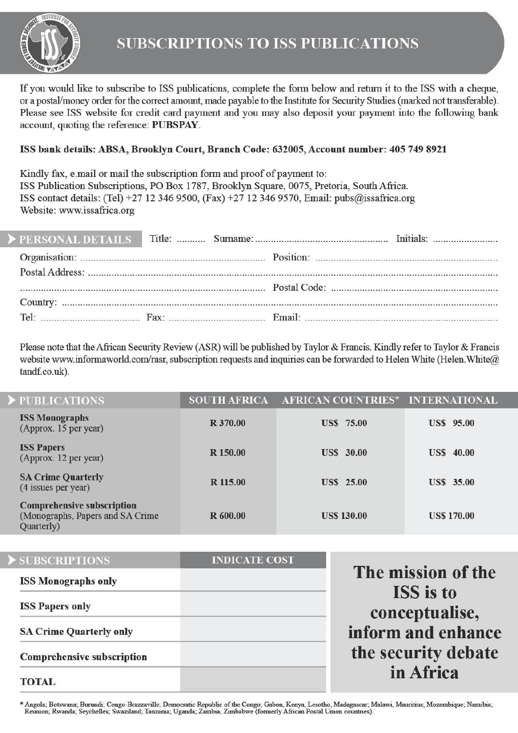# SUBSCRIPTIONS TO ISS PUBLICATIONS

If you would like to subscribe to ISS publications, complete the form below and return it to the ISS with a cheque, or a postal/money order for the correct amount, made payable to the Institute for Security Studies (marked not transferable). Please see ISS website for credit card payment and you may also deposit your payment into the following bank account, quoting the reference: **PUBSPAY**.

**ISS bank details: ABSA, Brooklyn Court, Branch Code: 632005, Account number: 405 749 8921**

Kindly fax, e.mail or mail the subscription form and proof of payment to:
ISS Publication Subscriptions, PO Box 1787, Brooklyn Square, 0075, Pretoria, South Africa.
ISS contact details: (Tel) +27 12 346 9500, (Fax) +27 12 346 9570, Email: pubs@issafrica.org
Website: www.issafrica.org

## PERSONAL DETAILS

Title: .......... Surname: .................................................. Initials: ........................

Organisation: ........................................................ Position: ........................................................

Postal Address: ........................................................................................................................

........................................................................................ Postal Code: ..................................................

Country: ..................................................................................................................................

Tel: .................................... Fax: .................................... Email: ..................................................

Please note that the African Security Review (ASR) will be published by Taylor & Francis. Kindly refer to Taylor & Francis website www.informaworld.com/rasr, subscription requests and inquiries can be forwarded to Helen White (Helen.White@tandf.co.uk).

## PUBLICATIONS

| PUBLICATIONS | SOUTH AFRICA | AFRICAN COUNTRIES* | INTERNATIONAL |
|---|---|---|---|
| **ISS Monographs** (Approx. 15 per year) | R 370.00 | US$ 75.00 | US$ 95.00 |
| **ISS Papers** (Approx. 12 per year) | R 150.00 | US$ 30.00 | US$ 40.00 |
| **SA Crime Quarterly** (4 issues per year) | R 115.00 | US$ 25.00 | US$ 35.00 |
| **Comprehensive subscription** (Monographs, Papers and SA Crime Quarterly) | R 600.00 | US$ 130.00 | US$ 170.00 |

## SUBSCRIPTIONS

| SUBSCRIPTIONS | INDICATE COST |
|---|---|
| **ISS Monographs only** | |
| **ISS Papers only** | |
| **SA Crime Quarterly only** | |
| **Comprehensive subscription** | |
| **TOTAL** | |

**The mission of the ISS is to conceptualise, inform and enhance the security debate in Africa**

\* Angola; Botswana; Burundi; Congo-Brazzaville; Democratic Republic of the Congo; Gabon, Kenya, Lesotho, Madagascar; Malawi, Mauritius; Mozambique; Namibia; Reunion; Rwanda; Seychelles; Swaziland; Tanzania; Uganda; Zambia; Zimbabwe (formerly African Postal Union countries).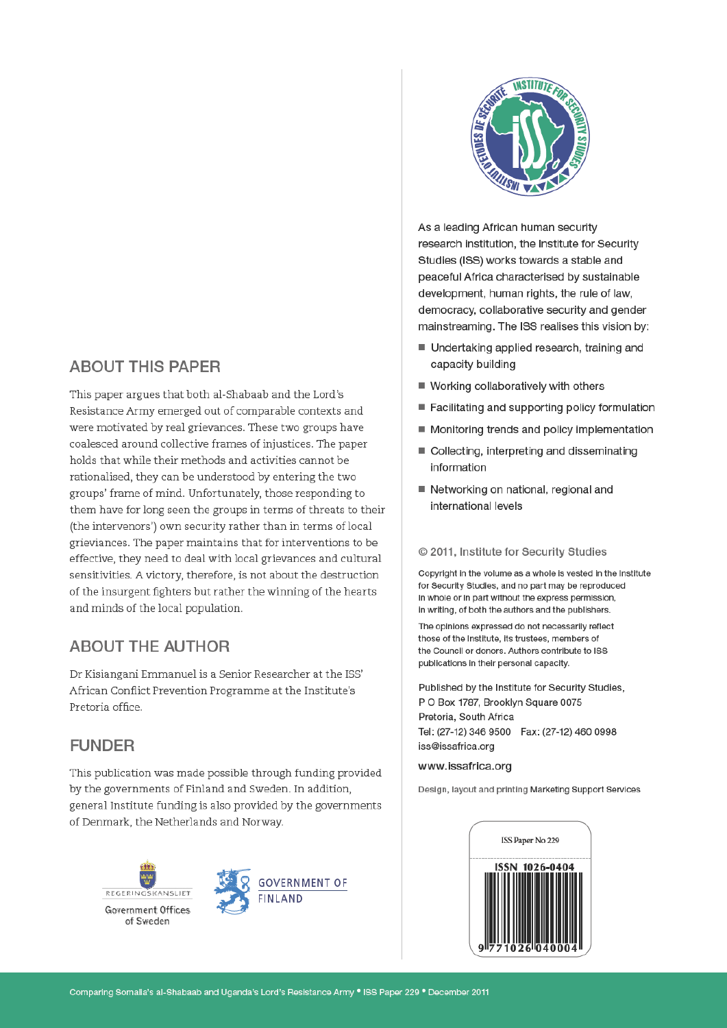## ABOUT THIS PAPER

This paper argues that both al-Shabaab and the Lord's Resistance Army emerged out of comparable contexts and were motivated by real grievances. These two groups have coalesced around collective frames of injustices. The paper holds that while their methods and activities cannot be rationalised, they can be understood by entering the two groups' frame of mind. Unfortunately, those responding to them have for long seen the groups in terms of threats to their (the intervenors') own security rather than in terms of local grieviances. The paper maintains that for interventions to be effective, they need to deal with local grievances and cultural sensitivities. A victory, therefore, is not about the destruction of the insurgent fighters but rather the winning of the hearts and minds of the local population.

## ABOUT THE AUTHOR

Dr Kisiangani Emmanuel is a Senior Researcher at the ISS' African Conflict Prevention Programme at the Institute's Pretoria office.

## FUNDER

This publication was made possible through funding provided by the governments of Finland and Sweden. In addition, general Institute funding is also provided by the governments of Denmark, the Netherlands and Norway.

REGERINGSKANSLIET
Government Offices of Sweden

GOVERNMENT OF FINLAND

As a leading African human security research institution, the Institute for Security Studies (ISS) works towards a stable and peaceful Africa characterised by sustainable development, human rights, the rule of law, democracy, collaborative security and gender mainstreaming. The ISS realises this vision by:

- Undertaking applied research, training and capacity building
- Working collaboratively with others
- Facilitating and supporting policy formulation
- Monitoring trends and policy implementation
- Collecting, interpreting and disseminating information
- Networking on national, regional and international levels

© 2011, Institute for Security Studies

Copyright in the volume as a whole is vested in the Institute for Security Studies, and no part may be reproduced in whole or in part without the express permission, in writing, of both the authors and the publishers.

The opinions expressed do not necessarily reflect those of the Institute, its trustees, members of the Council or donors. Authors contribute to ISS publications in their personal capacity.

Published by the Institute for Security Studies,
P O Box 1787, Brooklyn Square 0075
Pretoria, South Africa
Tel: (27-12) 346 9500 Fax: (27-12) 460 0998
iss@issafrica.org

www.issafrica.org

Design, layout and printing Marketing Support Services

ISS Paper No 229

ISSN 1026-0404

9 771026 040004

Comparing Somalia's al-Shabaab and Uganda's Lord's Resistance Army • ISS Paper 229 • December 2011